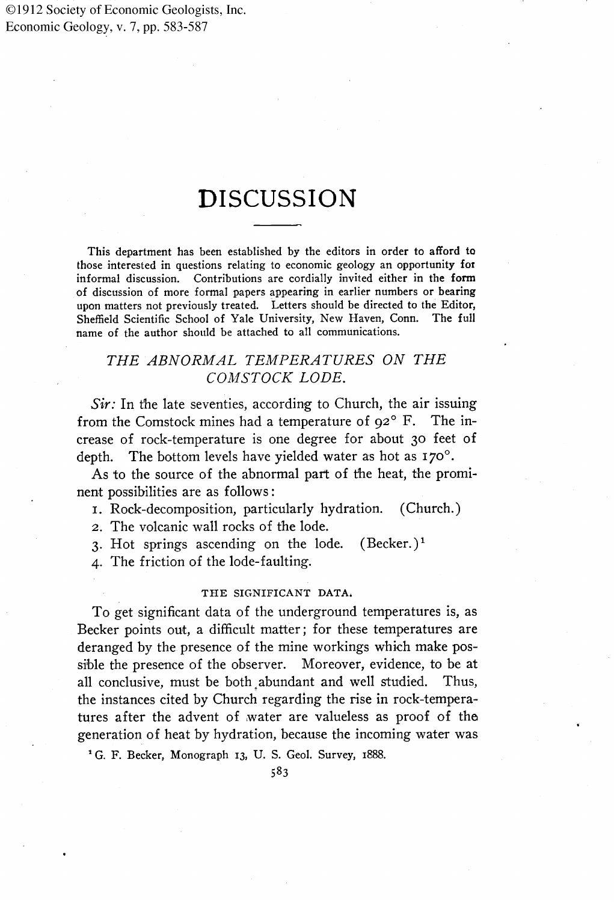# DISCUSSION

This department has been established by the editors in order to afford to those interested in questions relating to economic geology an opportunity for informal discussion. Contributions are cordially invited either in the form of discussion of more formal papers appearing in earlier numbers or bearing upon matters not previously treated. Letters should be directed to the Editor, Sheffield Scientific School of Yale University, New Haven, Conn. The full name of the author should be attached to all communications.

## *THE ABNORMAL TEMPERATURES ON THE COMSTOCK LODE.*

*Sir:* In the late seventies, according to Church, the air issuing from the Comstock mines had a temperature of 92° F. The increase of rock-temperature is one degree for about 30 feet of depth. The bottom levels have yielded water as hot as 170°.

As to the source of the abnormal part of the heat, the prominent possibilities are as follows:

1. Rock-decomposition, particularly hydration. (Church.)
2. The volcanic wall rocks of the lode.
3. Hot springs ascending on the lode. (Becker.)[1]
4. The friction of the lode-faulting.

### THE SIGNIFICANT DATA.

To get significant data of the underground temperatures is, as Becker points out, a difficult matter; for these temperatures are deranged by the presence of the mine workings which make possible the presence of the observer. Moreover, evidence, to be at all conclusive, must be both abundant and well studied. Thus, the instances cited by Church regarding the rise in rock-temperatures after the advent of water are valueless as proof of the generation of heat by hydration, because the incoming water was

[1] G. F. Becker, Monograph 13, U. S. Geol. Survey, 1888.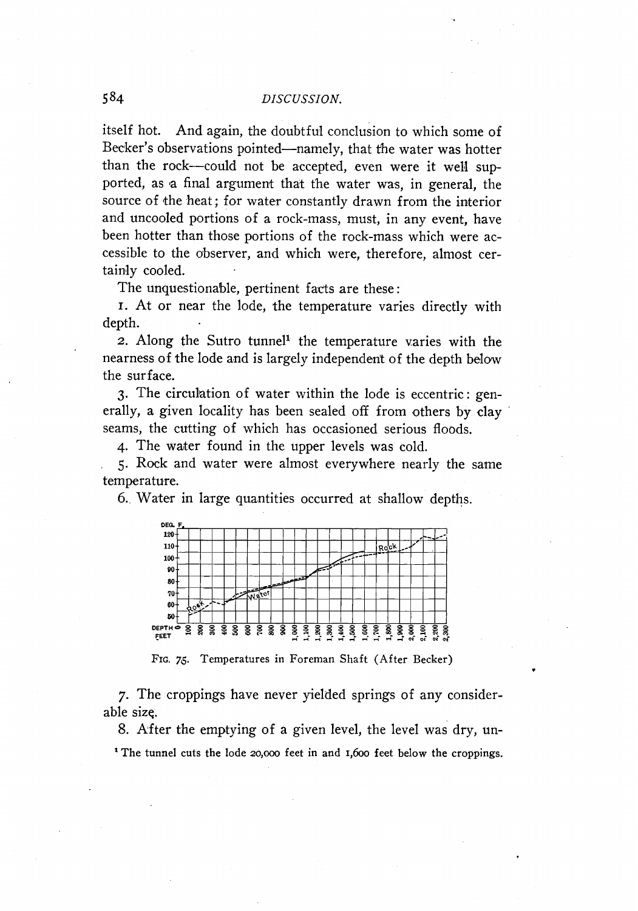itself hot. And again, the doubtful conclusion to which some of Becker's observations pointed—namely, that the water was hotter than the rock—could not be accepted, even were it well supported, as a final argument that the water was, in general, the source of the heat; for water constantly drawn from the interior and uncooled portions of a rock-mass, must, in any event, have been hotter than those portions of the rock-mass which were accessible to the observer, and which were, therefore, almost certainly cooled.

The unquestionable, pertinent facts are these:

1. At or near the lode, the temperature varies directly with depth.

2. Along the Sutro tunnel[1] the temperature varies with the nearness of the lode and is largely independent of the depth below the surface.

3. The circulation of water within the lode is eccentric: generally, a given locality has been sealed off from others by clay seams, the cutting of which has occasioned serious floods.

4. The water found in the upper levels was cold.

5. Rock and water were almost everywhere nearly the same temperature.

6. Water in large quantities occurred at shallow depths.

FIG. 75. Temperatures in Foreman Shaft (After Becker)

7. The croppings have never yielded springs of any considerable size.

8. After the emptying of a given level, the level was dry, un-

[1] The tunnel cuts the lode 20,000 feet in and 1,600 feet below the croppings.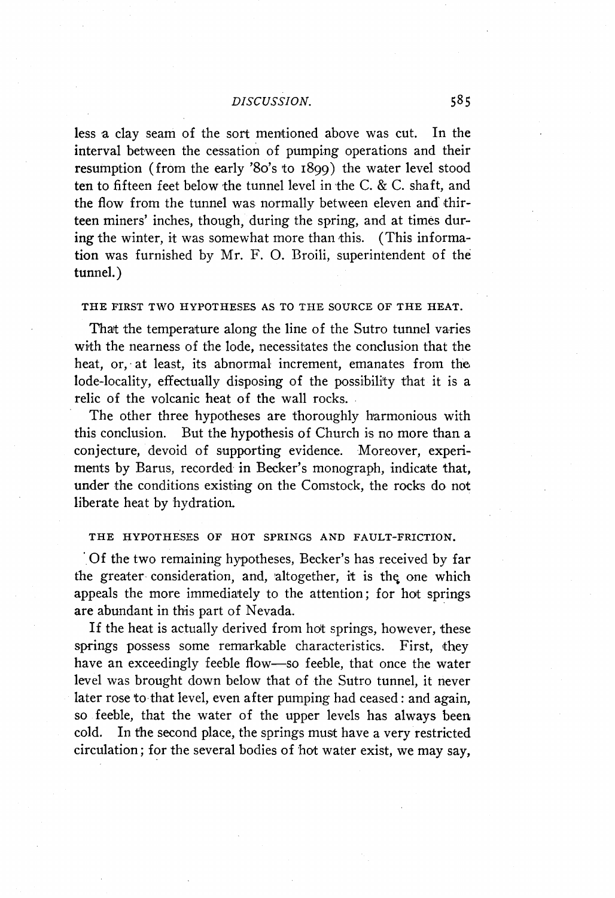less a clay seam of the sort mentioned above was cut. In the interval between the cessation of pumping operations and their resumption (from the early '80's to 1899) the water level stood ten to fifteen feet below the tunnel level in the C. & C. shaft, and the flow from the tunnel was normally between eleven and thirteen miners' inches, though, during the spring, and at times during the winter, it was somewhat more than this. (This information was furnished by Mr. F. O. Broili, superintendent of the tunnel.)

## THE FIRST TWO HYPOTHESES AS TO THE SOURCE OF THE HEAT.

That the temperature along the line of the Sutro tunnel varies with the nearness of the lode, necessitates the conclusion that the heat, or, at least, its abnormal increment, emanates from the lode-locality, effectually disposing of the possibility that it is a relic of the volcanic heat of the wall rocks.

The other three hypotheses are thoroughly harmonious with this conclusion. But the hypothesis of Church is no more than a conjecture, devoid of supporting evidence. Moreover, experiments by Barus, recorded in Becker's monograph, indicate that, under the conditions existing on the Comstock, the rocks do not liberate heat by hydration.

## THE HYPOTHESES OF HOT SPRINGS AND FAULT-FRICTION.

Of the two remaining hypotheses, Becker's has received by far the greater consideration, and, altogether, it is the one which appeals the more immediately to the attention; for hot springs are abundant in this part of Nevada.

If the heat is actually derived from hot springs, however, these springs possess some remarkable characteristics. First, they have an exceedingly feeble flow—so feeble, that once the water level was brought down below that of the Sutro tunnel, it never later rose to that level, even after pumping had ceased: and again, so feeble, that the water of the upper levels has always been cold. In the second place, the springs must have a very restricted circulation; for the several bodies of hot water exist, we may say,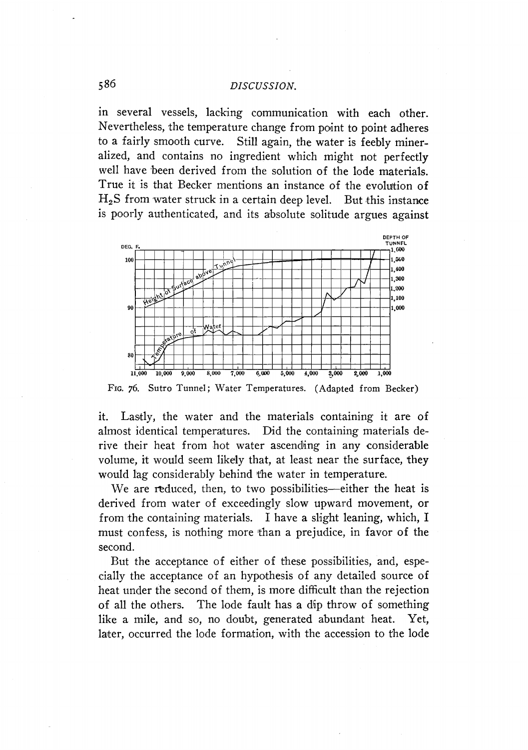in several vessels, lacking communication with each other. Nevertheless, the temperature change from point to point adheres to a fairly smooth curve. Still again, the water is feebly mineralized, and contains no ingredient which might not perfectly well have been derived from the solution of the lode materials. True it is that Becker mentions an instance of the evolution of $H_2S$ from water struck in a certain deep level. But this instance is poorly authenticated, and its absolute solitude argues against

FIG. 76. Sutro Tunnel; Water Temperatures. (Adapted from Becker)

it. Lastly, the water and the materials containing it are of almost identical temperatures. Did the containing materials derive their heat from hot water ascending in any considerable volume, it would seem likely that, at least near the surface, they would lag considerably behind the water in temperature.

We are reduced, then, to two possibilities—either the heat is derived from water of exceedingly slow upward movement, or from the containing materials. I have a slight leaning, which, I must confess, is nothing more than a prejudice, in favor of the second.

But the acceptance of either of these possibilities, and, especially the acceptance of an hypothesis of any detailed source of heat under the second of them, is more difficult than the rejection of all the others. The lode fault has a dip throw of something like a mile, and so, no doubt, generated abundant heat. Yet, later, occurred the lode formation, with the accession to the lode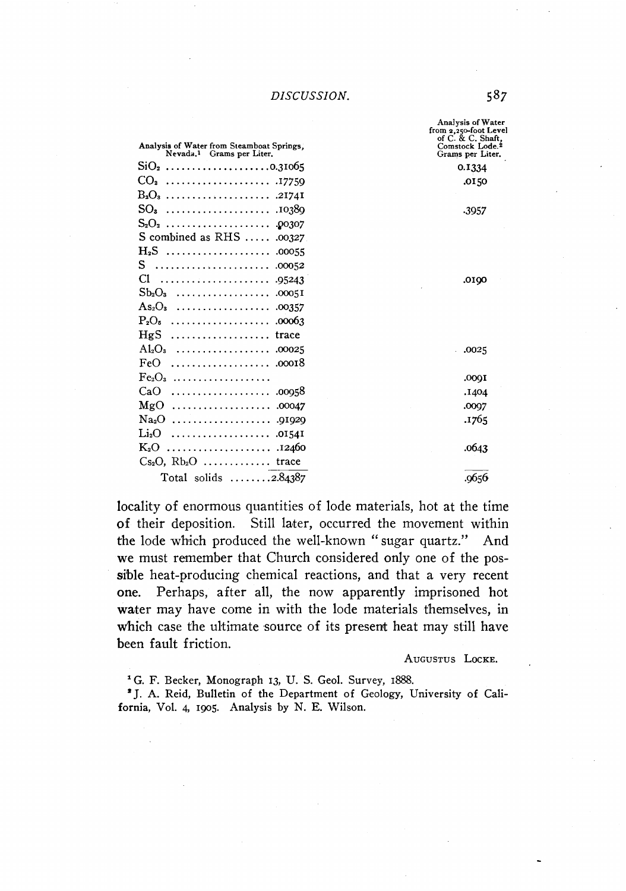| Analysis of Water from Steamboat Springs, Nevada,[1] Grams per Liter. | | Analysis of Water from 2,250-foot Level of C. & C. Shaft, Comstock Lode.[2] Grams per Liter. |
|---|---|---|
| $SiO_2$ | 0.31065 | 0.1334 |
| $CO_2$ | .17759 | .0150 |
| $B_2O_3$ | .21741 | |
| $SO_3$ | .10389 | .3957 |
| $S_2O_2$ | .00307 | |
| S combined as RHS | .00327 | |
| $H_2S$ | .00055 | |
| S | .00052 | |
| Cl | .95243 | .0190 |
| $Sb_2O_3$ | .00051 | |
| $As_2O_3$ | .00357 | |
| $P_2O_5$ | .00063 | |
| HgS | trace | |
| $Al_2O_3$ | .00025 | .0025 |
| FeO | .00018 | |
| $Fe_2O_3$ | | .0091 |
| CaO | .00958 | .1404 |
| MgO | .00047 | .0097 |
| $Na_2O$ | .91929 | .1765 |
| $Li_2O$ | .01541 | |
| $K_2O$ | .12460 | .0643 |
| $Cs_2O$, $Rb_2O$ | trace | |
| Total solids | 2.84387 | .9656 |

locality of enormous quantities of lode materials, hot at the time of their deposition. Still later, occurred the movement within the lode which produced the well-known "sugar quartz." And we must remember that Church considered only one of the possible heat-producing chemical reactions, and that a very recent one. Perhaps, after all, the now apparently imprisoned hot water may have come in with the lode materials themselves, in which case the ultimate source of its present heat may still have been fault friction.

AUGUSTUS LOCKE.

[1] G. F. Becker, Monograph 13, U. S. Geol. Survey, 1888.

[2] J. A. Reid, Bulletin of the Department of Geology, University of California, Vol. 4, 1905. Analysis by N. E. Wilson.